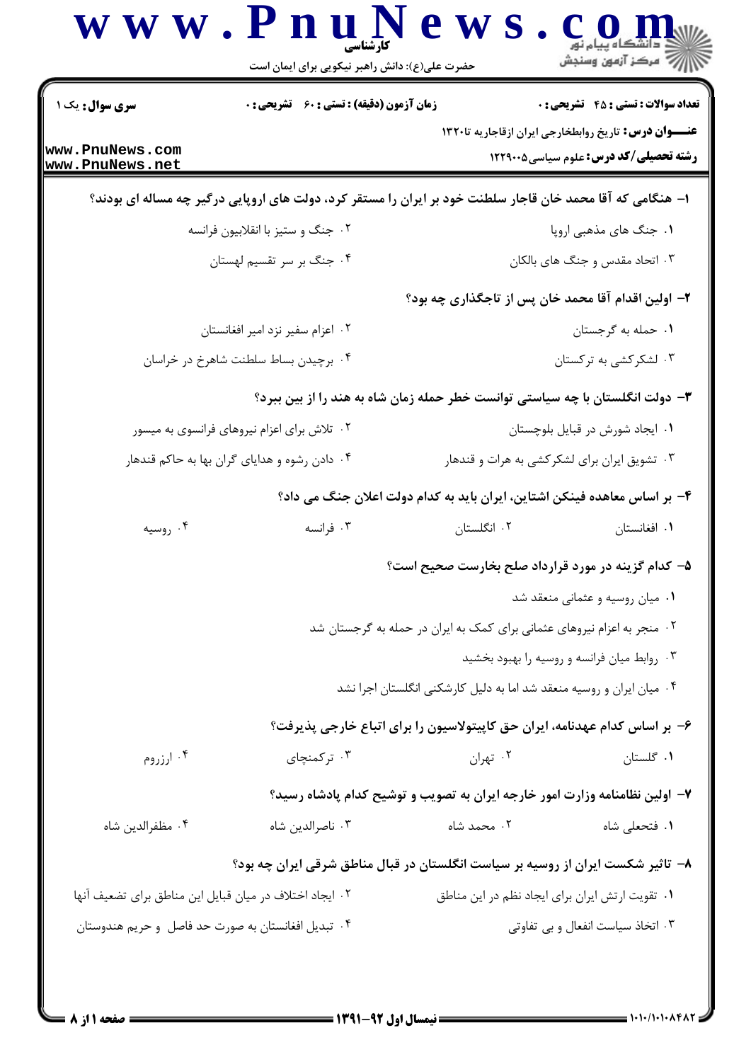**سری سوال:** یک ۱

**زمان آزمون (دقیقه) : تستی : ۶۰ تشریحی : ۰**

**تعداد سوالات : تستی : ۴۵ تشریحی : ۰**

**عنـــوان درس:** تاریخ روابطخارجی ایران ازقاجاریه تا۱۳۲۰

**رشته تحصیلی/کد درس:** علوم سیاسی۱۲۲۹۰۰۵

۱- هنگامی که آقا محمد خان قاجار سلطنت خود بر ایران را مستقر کرد، دولت های اروپایی درگیر چه مساله ای بودند؟

۱. جنگ های مذهبی اروپا
۲. جنگ و ستیز با انقلابیون فرانسه
۳. اتحاد مقدس و جنگ های بالکان
۴. جنگ بر سر تقسیم لهستان

۲- اولین اقدام آقا محمد خان پس از تاجگذاری چه بود؟

۱. حمله به گرجستان
۲. اعزام سفیر نزد امیر افغانستان
۳. لشکرکشی به ترکستان
۴. برچیدن بساط سلطنت شاهرخ در خراسان

۳- دولت انگلستان با چه سیاستی توانست خطر حمله زمان شاه به هند را از بین ببرد؟

۱. ایجاد شورش در قبایل بلوچستان
۲. تلاش برای اعزام نیروهای فرانسوی به میسور
۳. تشویق ایران برای لشکرکشی به هرات و قندهار
۴. دادن رشوه و هدایای گران بها به حاکم قندهار

۴- بر اساس معاهده فینکن اشتاین، ایران باید به کدام دولت اعلان جنگ می داد؟

۱. افغانستان
۲. انگلستان
۳. فرانسه
۴. روسیه

۵- کدام گزینه در مورد قرارداد صلح بخارست صحیح است؟

۱. میان روسیه و عثمانی منعقد شد
۲. منجر به اعزام نیروهای عثمانی برای کمک به ایران در حمله به گرجستان شد
۳. روابط میان فرانسه و روسیه را بهبود بخشید
۴. میان ایران و روسیه منعقد شد اما به دلیل کارشکنی انگلستان اجرا نشد

۶- بر اساس کدام عهدنامه، ایران حق کاپیتولاسیون را برای اتباع خارجی پذیرفت؟

۱. گلستان
۲. تهران
۳. ترکمنچای
۴. ارزروم

۷- اولین نظامنامه وزارت امور خارجه ایران به تصویب و توشیح کدام پادشاه رسید؟

۱. فتحعلی شاه
۲. محمد شاه
۳. ناصرالدین شاه
۴. مظفرالدین شاه

۸- تاثیر شکست ایران از روسیه بر سیاست انگلستان در قبال مناطق شرقی ایران چه بود؟

۱. تقویت ارتش ایران برای ایجاد نظم در این مناطق
۲. ایجاد اختلاف در میان قبایل این مناطق برای تضعیف آنها
۳. اتخاذ سیاست انفعال و بی تفاوتی
۴. تبدیل افغانستان به صورت حد فاصل و حریم هندوستان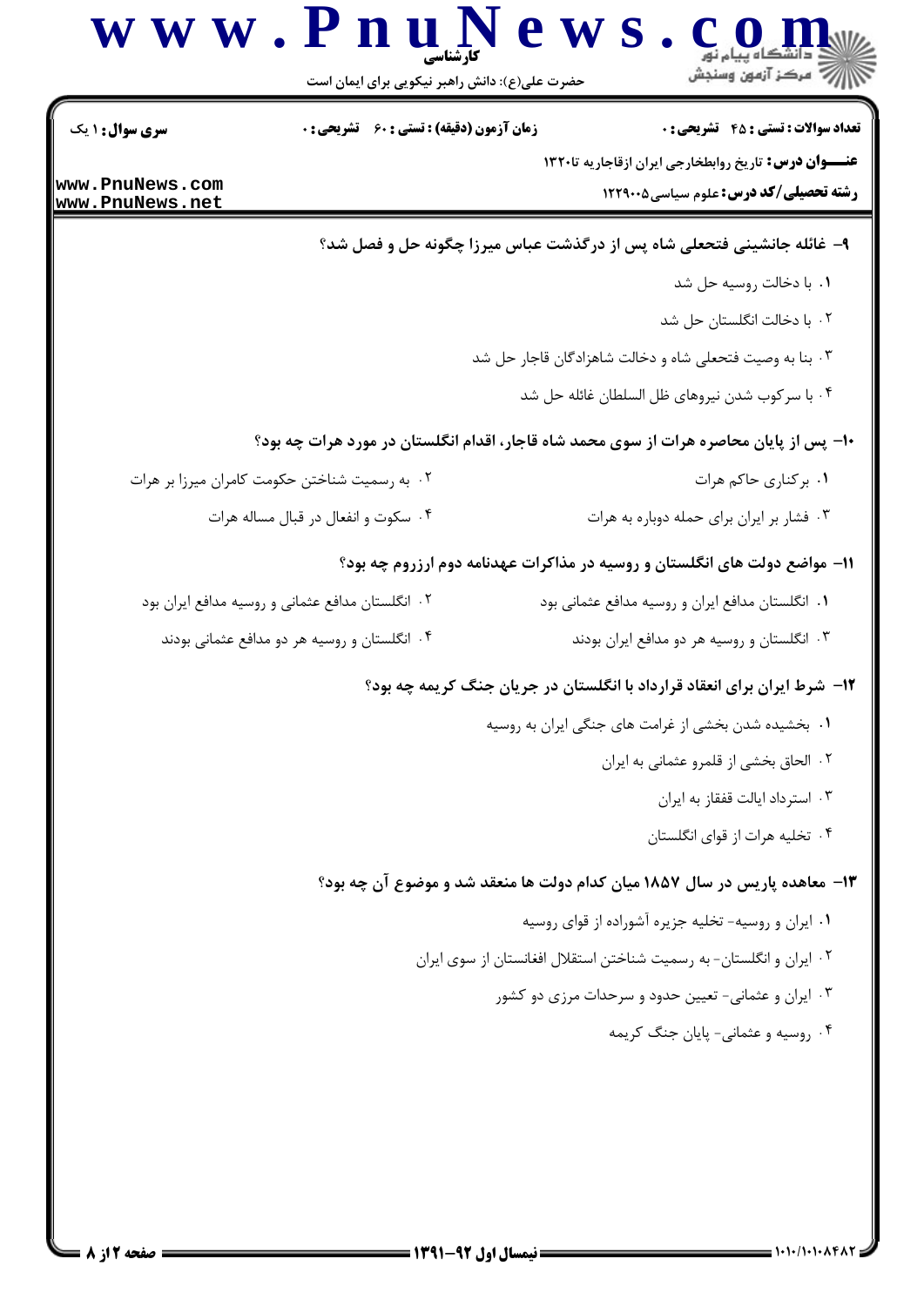**سری سوال:** ۱ یک
**زمان آزمون (دقیقه) : تستی :** ۶۰ **تشریحی :** ۰
**تعداد سوالات : تستی :** ۴۵ **تشریحی :** ۰

**عنـــوان درس:** تاریخ روابطخارجی ایران ازقاجاریه تا۱۳۲۰

**رشته تحصیلی/کد درس:** علوم سیاسی۱۲۲۹۰۰۵

**۹- غائله جانشینی فتحعلی شاه پس از درگذشت عباس میرزا چگونه حل و فصل شد؟**

۱. با دخالت روسیه حل شد

۲. با دخالت انگلستان حل شد

۳. بنا به وصیت فتحعلی شاه و دخالت شاهزادگان قاجار حل شد

۴. با سرکوب شدن نیروهای ظل السلطان غائله حل شد

**۱۰- پس از پایان محاصره هرات از سوی محمد شاه قاجار، اقدام انگلستان در مورد هرات چه بود؟**

۱. برکناری حاکم هرات

۲. به رسمیت شناختن حکومت کامران میرزا بر هرات

۳. فشار بر ایران برای حمله دوباره به هرات

۴. سکوت و انفعال در قبال مساله هرات

**۱۱- مواضع دولت های انگلستان و روسیه در مذاکرات عهدنامه دوم ارزروم چه بود؟**

۱. انگلستان مدافع ایران و روسیه مدافع عثمانی بود

۲. انگلستان مدافع عثمانی و روسیه مدافع ایران بود

۳. انگلستان و روسیه هر دو مدافع ایران بودند

۴. انگلستان و روسیه هر دو مدافع عثمانی بودند

**۱۲- شرط ایران برای انعقاد قرارداد با انگلستان در جریان جنگ کریمه چه بود؟**

۱. بخشیده شدن بخشی از غرامت های جنگی ایران به روسیه

۲. الحاق بخشی از قلمرو عثمانی به ایران

۳. استرداد ایالت قفقاز به ایران

۴. تخلیه هرات از قوای انگلستان

**۱۳- معاهده پاریس در سال ۱۸۵۷ میان کدام دولت ها منعقد شد و موضوع آن چه بود؟**

۱. ایران و روسیه- تخلیه جزیره آشوراده از قوای روسیه

۲. ایران و انگلستان- به رسمیت شناختن استقلال افغانستان از سوی ایران

۳. ایران و عثمانی- تعیین حدود و سرحدات مرزی دو کشور

۴. روسیه و عثمانی- پایان جنگ کریمه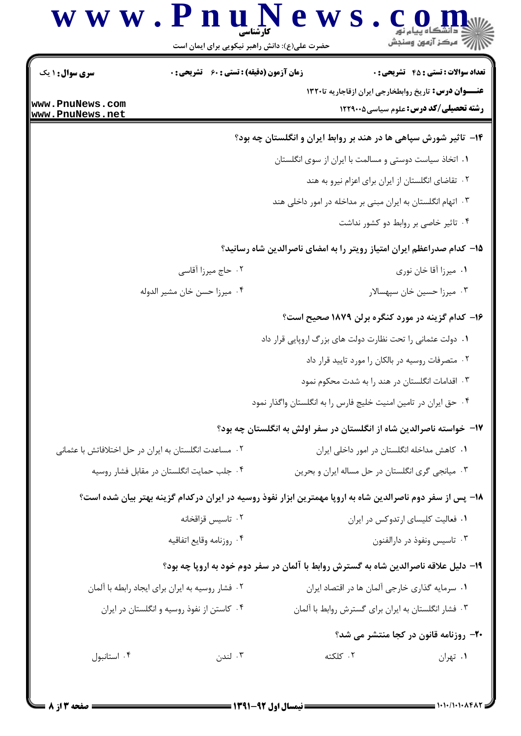کارشناسی

حضرت علی(ع): دانش راهبر نیکویی برای ایمان است

**سری سوال:** ۱ یک | **زمان آزمون (دقیقه) : تستی :** ۶۰ **تشریحی :** ۰ | **تعداد سوالات : تستی :** ۴۵ **تشریحی :** ۰

**عنـــوان درس:** تاریخ روابطخارجی ایران ازقاجاریه تا۱۳۲۰

**رشته تحصیلی/کد درس:** علوم سیاسی۱۲۲۹۰۰۵

**۱۴- تاثیر شورش سپاهی ها در هند بر روابط ایران و انگلستان چه بود؟**

۱. اتخاذ سیاست دوستی و مسالمت با ایران از سوی انگلستان

۲. تقاضای انگلستان از ایران برای اعزام نیرو به هند

۳. اتهام انگلستان به ایران مبنی بر مداخله در امور داخلی هند

۴. تاثیر خاصی بر روابط دو کشور نداشت

**۱۵- کدام صدراعظم ایران امتیاز رویتر را به امضای ناصرالدین شاه رسانید؟**

۱. میرزا آقا خان نوری

۲. حاج میرزا آقاسی

۳. میرزا حسین خان سپهسالار

۴. میرزا حسن خان مشیر الدوله

**۱۶- کدام گزینه در مورد کنگره برلن ۱۸۷۹ صحیح است؟**

۱. دولت عثمانی را تحت نظارت دولت های بزرگ اروپایی قرار داد

۲. متصرفات روسیه در بالکان را مورد تایید قرار داد

۳. اقدامات انگلستان در هند را به شدت محکوم نمود

۴. حق ایران در تامین امنیت خلیج فارس را به انگلستان واگذار نمود

**۱۷- خواسته ناصرالدین شاه از انگلستان در سفر اولش به انگلستان چه بود؟**

۱. کاهش مداخله انگلستان در امور داخلی ایران

۲. مساعدت انگلستان به ایران در حل اختلافاتش با عثمانی

۳. میانجی گری انگلستان در حل مساله ایران و بحرین

۴. جلب حمایت انگلستان در مقابل فشار روسیه

**۱۸- پس از سفر دوم ناصرالدین شاه به اروپا مهمترین ابزار نفوذ روسیه در ایران درکدام گزینه بهتر بیان شده است؟**

۱. فعالیت کلیسای ارتدوکس در ایران

۲. تاسیس قزاقخانه

۳. تاسیس ونفوذ در دارالفنون

۴. روزنامه وقایع اتفاقیه

**۱۹- دلیل علاقه ناصرالدین شاه به گسترش روابط با آلمان در سفر دوم خود به اروپا چه بود؟**

۱. سرمایه گذاری خارجی آلمان ها در اقتصاد ایران

۲. فشار روسیه به ایران برای ایجاد رابطه با آلمان

۳. فشار انگلستان به ایران برای گسترش روابط با آلمان

۴. کاستن از نفوذ روسیه و انگلستان در ایران

**۲۰- روزنامه قانون در کجا منتشر می شد؟**

۱. تهران

۲. کلکته

۳. لندن

۴. استانبول

نیمسال اول ۹۲-۱۳۹۱

۱۰۱۰/۱۰۱۰۸۴۸۲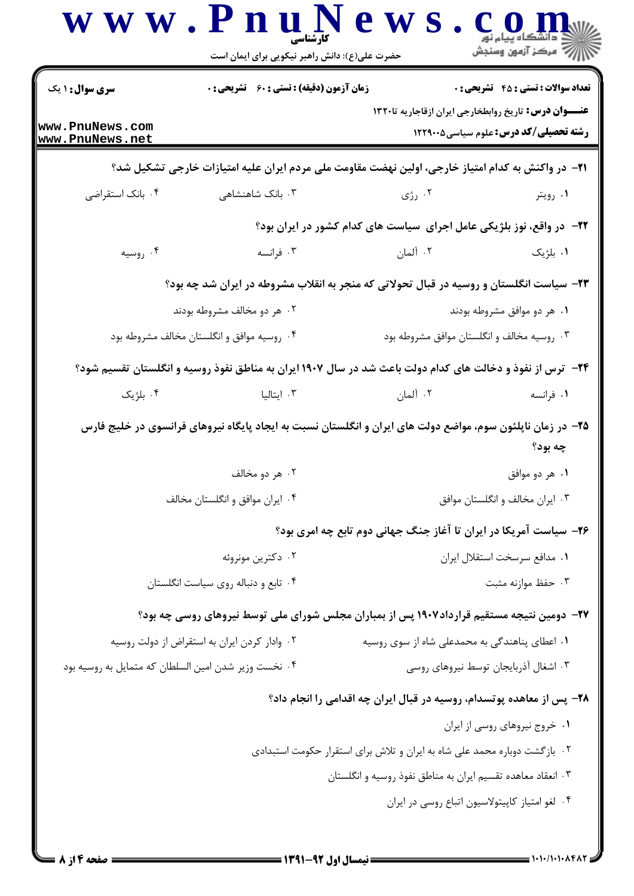**سری سوال:** ۱ یک | **زمان آزمون (دقیقه) : تستی : ۶۰ تشریحی : ۰** | **تعداد سوالات : تستی : ۴۵ تشریحی : ۰**

**عنـــوان درس:** تاریخ روابطخارجی ایران ازقاجاریه تا۱۳۲۰

**رشته تحصیلی/کد درس:** علوم سیاسی۱۲۲۹۰۰۵

۲۱- در واکنش به کدام امتیاز خارجی، اولین نهضت مقاومت ملی مردم ایران علیه امتیازات خارجی تشکیل شد؟

۱. رویتر
۲. رژی
۳. بانک شاهنشاهی
۴. بانک استقراضی

۲۲- در واقع، نوز بلژیکی عامل اجرای سیاست های کدام کشور در ایران بود؟

۱. بلژیک
۲. آلمان
۳. فرانسه
۴. روسیه

۲۳- سیاست انگلستان و روسیه در قبال تحولاتی که منجر به انقلاب مشروطه در ایران شد چه بود؟

۱. هر دو موافق مشروطه بودند
۲. هر دو مخالف مشروطه بودند
۳. روسیه مخالف و انگلستان موافق مشروطه بود
۴. روسیه موافق و انگلستان مخالف مشروطه بود

۲۴- ترس از نفوذ و دخالت های کدام دولت باعث شد در سال ۱۹۰۷ایران به مناطق نفوذ روسیه و انگلستان تقسیم شود؟

۱. فرانسه
۲. آلمان
۳. ایتالیا
۴. بلژیک

۲۵- در زمان ناپلئون سوم، مواضع دولت های ایران و انگلستان نسبت به ایجاد پایگاه نیروهای فرانسوی در خلیج فارس چه بود؟

۱. هر دو موافق
۲. هر دو مخالف
۳. ایران مخالف و انگلستان موافق
۴. ایران موافق و انگلستان مخالف

۲۶- سیاست آمریکا در ایران تا آغاز جنگ جهانی دوم تابع چه امری بود؟

۱. مدافع سرسخت استقلال ایران
۲. دکترین مونروئه
۳. حفظ موازنه مثبت
۴. تابع و دنباله روی سیاست انگلستان

۲۷- دومین نتیجه مستقیم قرارداد۱۹۰۷ پس از بمباران مجلس شورای ملی توسط نیروهای روسی چه بود؟

۱. اعطای پناهندگی به محمدعلی شاه از سوی روسیه
۲. وادار کردن ایران به استقراض از دولت روسیه
۳. اشغال آذربایجان توسط نیروهای روسی
۴. نخست وزیر شدن امین السلطان که متمایل به روسیه بود

۲۸- پس از معاهده پوتسدام، روسیه در قبال ایران چه اقدامی را انجام داد؟

۱. خروج نیروهای روسی از ایران
۲. بازگشت دوباره محمد علی شاه به ایران و تلاش برای استقرار حکومت استبدادی
۳. انعقاد معاهده تقسیم ایران به مناطق نفوذ روسیه و انگلستان
۴. لغو امتیاز کاپیتولاسیون اتباع روسی در ایران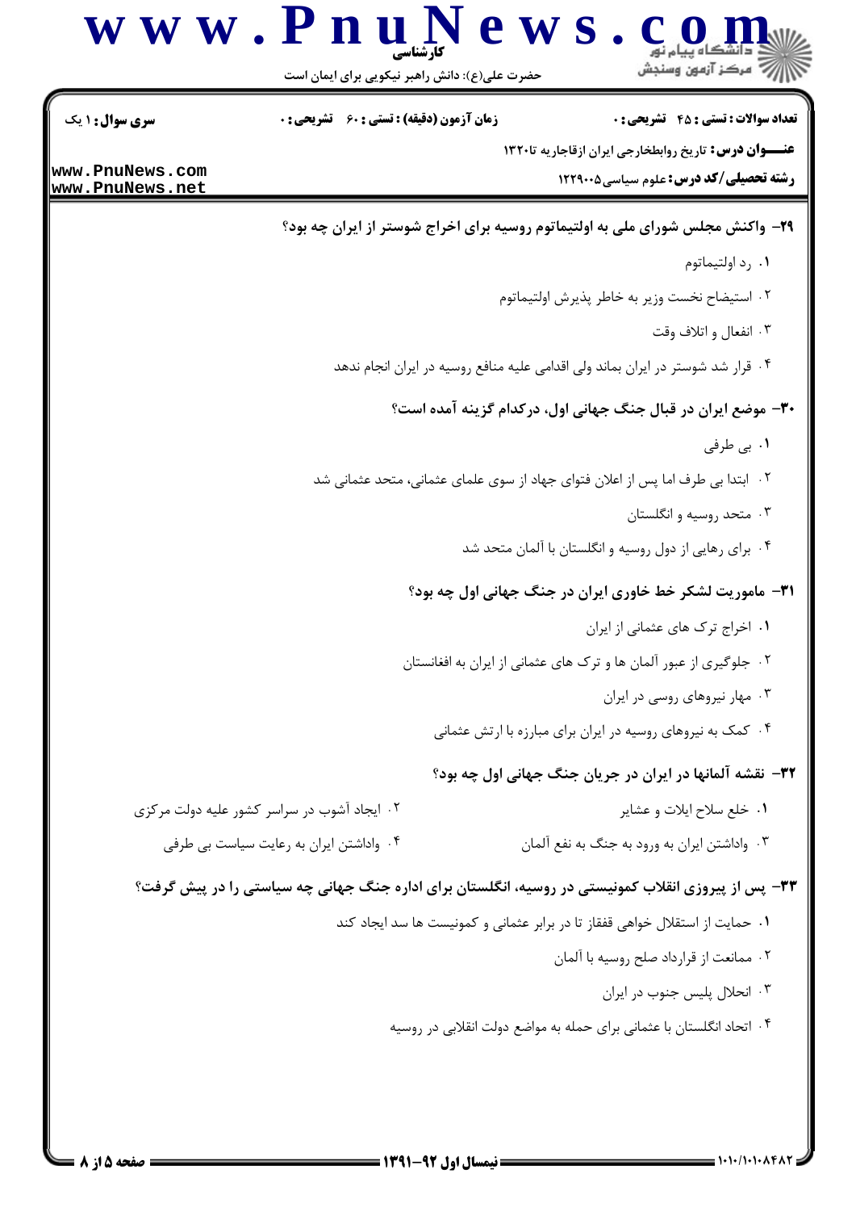۲۹- واکنش مجلس شورای ملی به اولتیماتوم روسیه برای اخراج شوستر از ایران چه بود؟

۱. رد اولتیماتوم

۲. استیضاح نخست وزیر به خاطر پذیرش اولتیماتوم

۳. انفعال و اتلاف وقت

۴. قرار شد شوستر در ایران بماند ولی اقدامی علیه منافع روسیه در ایران انجام ندهد

۳۰- موضع ایران در قبال جنگ جهانی اول، درکدام گزینه آمده است؟

۱. بی طرفی

۲. ابتدا بی طرف اما پس از اعلان فتوای جهاد از سوی علمای عثمانی، متحد عثمانی شد

۳. متحد روسیه و انگلستان

۴. برای رهایی از دول روسیه و انگلستان با آلمان متحد شد

۳۱- ماموریت لشکر خط خاوری ایران در جنگ جهانی اول چه بود؟

۱. اخراج ترک های عثمانی از ایران

۲. جلوگیری از عبور آلمان ها و ترک های عثمانی از ایران به افغانستان

۳. مهار نیروهای روسی در ایران

۴. کمک به نیروهای روسیه در ایران برای مبارزه با ارتش عثمانی

۳۲- نقشه آلمانها در ایران در جریان جنگ جهانی اول چه بود؟

۱. خلع سلاح ایلات و عشایر

۲. ایجاد آشوب در سراسر کشور علیه دولت مرکزی

۳. واداشتن ایران به ورود به جنگ به نفع آلمان

۴. واداشتن ایران به رعایت سیاست بی طرفی

۳۳- پس از پیروزی انقلاب کمونیستی در روسیه، انگلستان برای اداره جنگ جهانی چه سیاستی را در پیش گرفت؟

۱. حمایت از استقلال خواهی قفقاز تا در برابر عثمانی و کمونیست ها سد ایجاد کند

۲. ممانعت از قرارداد صلح روسیه با آلمان

۳. انحلال پلیس جنوب در ایران

۴. اتحاد انگلستان با عثمانی برای حمله به مواضع دولت انقلابی در روسیه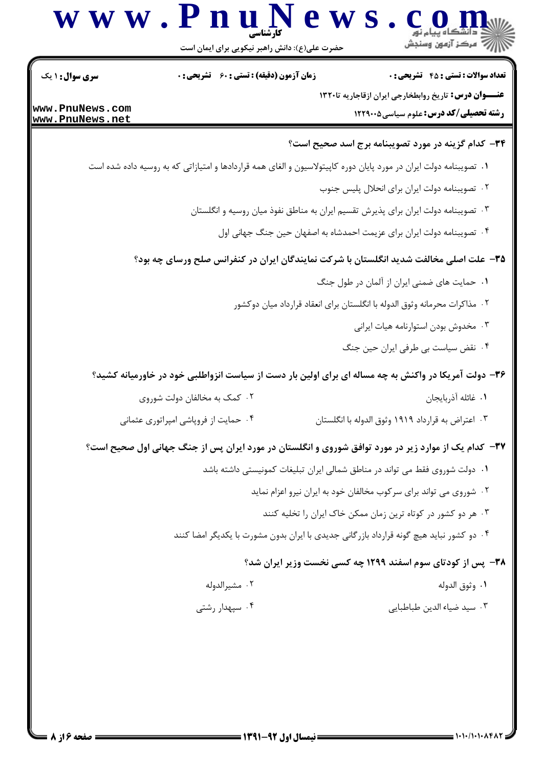**۳۴- کدام گزینه در مورد تصویبنامه برج اسد صحیح است؟**

۱. تصویبنامه دولت ایران در مورد پایان دوره کاپیتولاسیون و الغای همه قراردادها و امتیازاتی که به روسیه داده شده است

۲. تصویبنامه دولت ایران برای انحلال پلیس جنوب

۳. تصویبنامه دولت ایران برای پذیرش تقسیم ایران به مناطق نفوذ میان روسیه و انگلستان

۴. تصویبنامه دولت ایران برای عزیمت احمدشاه به اصفهان حین جنگ جهانی اول

**۳۵- علت اصلی مخالفت شدید انگلستان با شرکت نمایندگان ایران در کنفرانس صلح ورسای چه بود؟**

۱. حمایت های ضمنی ایران از آلمان در طول جنگ

۲. مذاکرات محرمانه وثوق الدوله با انگلستان برای انعقاد قرارداد میان دوکشور

۳. مخدوش بودن استوارنامه هیات ایرانی

۴. نقض سیاست بی طرفی ایران حین جنگ

**۳۶- دولت آمریکا در واکنش به چه مساله ای برای اولین بار دست از سیاست انزواطلبی خود در خاورمیانه کشید؟**

۱. غائله آذربایجان

۲. کمک به مخالفان دولت شوروی

۳. اعتراض به قرارداد ۱۹۱۹ وثوق الدوله با انگلستان

۴. حمایت از فروپاشی امپراتوری عثمانی

**۳۷- کدام یک از موارد زیر در مورد توافق شوروی و انگلستان در مورد ایران پس از جنگ جهانی اول صحیح است؟**

۱. دولت شوروی فقط می تواند در مناطق شمالی ایران تبلیغات کمونیستی داشته باشد

۲. شوروی می تواند برای سرکوب مخالفان خود به ایران نیرو اعزام نماید

۳. هر دو کشور در کوتاه ترین زمان ممکن خاک ایران را تخلیه کنند

۴. دو کشور نباید هیچ گونه قرارداد بازرگانی جدیدی با ایران بدون مشورت با یکدیگر امضا کنند

**۳۸- پس از کودتای سوم اسفند ۱۲۹۹ چه کسی نخست وزیر ایران شد؟**

۱. وثوق الدوله

۲. مشیرالدوله

۳. سید ضیاء الدین طباطبایی

۴. سپهدار رشتی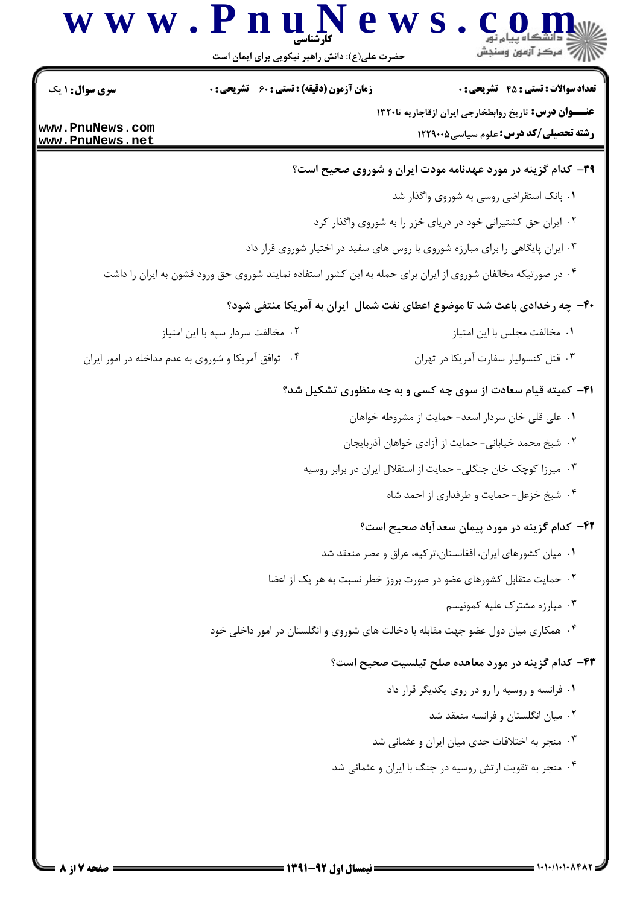**۳۹- کدام گزینه در مورد عهدنامه مودت ایران و شوروی صحیح است؟**

۱. بانک استقراضی روسی به شوروی واگذار شد

۲. ایران حق کشتیرانی خود در دریای خزر را به شوروی واگذار کرد

۳. ایران پایگاهی را برای مبارزه شوروی با روس های سفید در اختیار شوروی قرار داد

۴. در صورتیکه مخالفان شوروی از ایران برای حمله به این کشور استفاده نمایند شوروی حق ورود قشون به ایران را داشت

**۴۰- چه رخدادی باعث شد تا موضوع اعطای نفت شمال ایران به آمریکا منتفی شود؟**

۱. مخالفت مجلس با این امتیاز

۲. مخالفت سردار سپه با این امتیاز

۳. قتل کنسولیار سفارت آمریکا در تهران

۴. توافق آمریکا و شوروی به عدم مداخله در امور ایران

**۴۱- کمیته قیام سعادت از سوی چه کسی و به چه منظوری تشکیل شد؟**

۱. علی قلی خان سردار اسعد- حمایت از مشروطه خواهان

۲. شیخ محمد خیابانی- حمایت از آزادی خواهان آذربایجان

۳. میرزا کوچک خان جنگلی- حمایت از استقلال ایران در برابر روسیه

۴. شیخ خزعل- حمایت و طرفداری از احمد شاه

**۴۲- کدام گزینه در مورد پیمان سعدآباد صحیح است؟**

۱. میان کشورهای ایران، افغانستان،ترکیه، عراق و مصر منعقد شد

۲. حمایت متقابل کشورهای عضو در صورت بروز خطر نسبت به هر یک از اعضا

۳. مبارزه مشترک علیه کمونیسم

۴. همکاری میان دول عضو جهت مقابله با دخالت های شوروی و انگلستان در امور داخلی خود

**۴۳- کدام گزینه در مورد معاهده صلح تیلسیت صحیح است؟**

۱. فرانسه و روسیه را رو در روی یکدیگر قرار داد

۲. میان انگلستان و فرانسه منعقد شد

۳. منجر به اختلافات جدی میان ایران و عثمانی شد

۴. منجر به تقویت ارتش روسیه در جنگ با ایران و عثمانی شد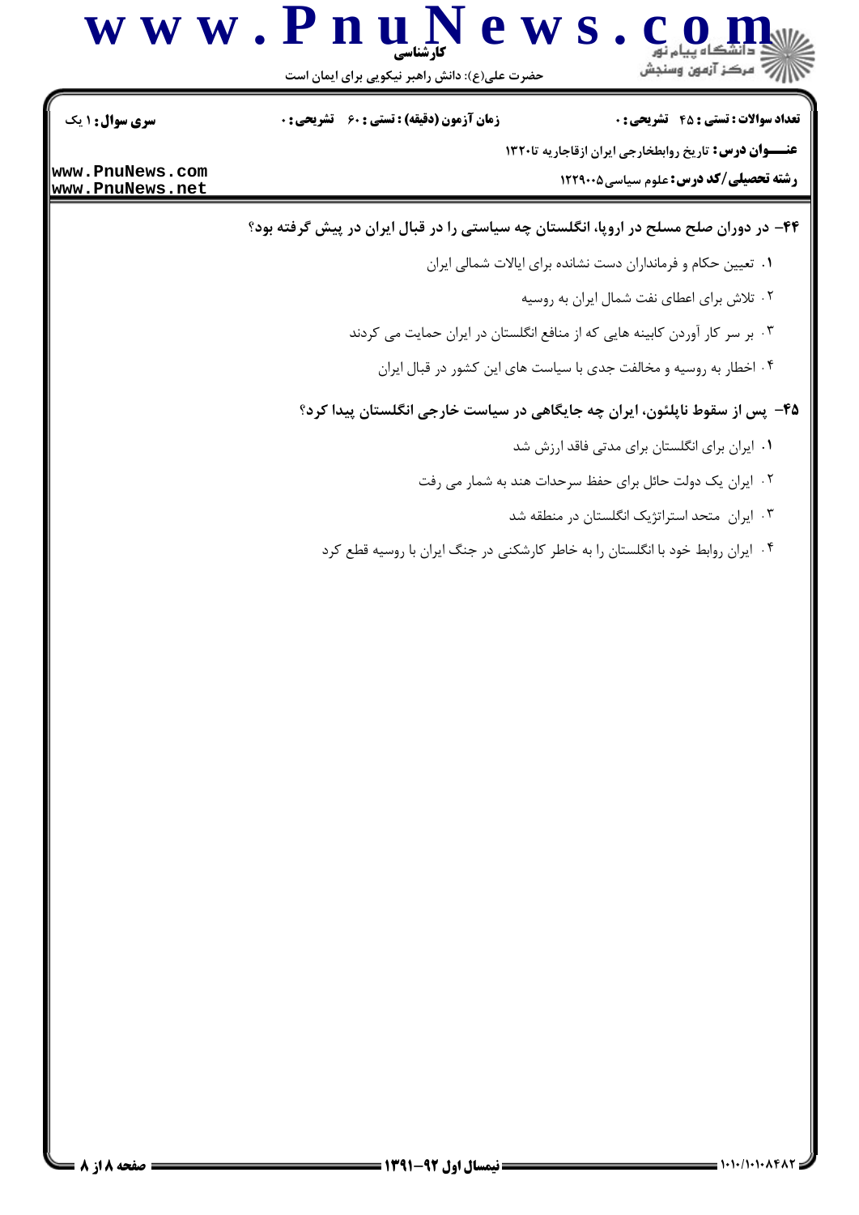۴۴- در دوران صلح مسلح در اروپا، انگلستان چه سیاستی را در قبال ایران در پیش گرفته بود؟

۱. تعیین حکام و فرمانداران دست نشانده برای ایالات شمالی ایران

۲. تلاش برای اعطای نفت شمال ایران به روسیه

۳. بر سر کار آوردن کابینه هایی که از منافع انگلستان در ایران حمایت می کردند

۴. اخطار به روسیه و مخالفت جدی با سیاست های این کشور در قبال ایران

۴۵- پس از سقوط ناپلئون، ایران چه جایگاهی در سیاست خارجی انگلستان پیدا کرد؟

۱. ایران برای انگلستان برای مدتی فاقد ارزش شد

۲. ایران یک دولت حائل برای حفظ سرحدات هند به شمار می رفت

۳. ایران متحد استراتژیک انگلستان در منطقه شد

۴. ایران روابط خود با انگلستان را به خاطر کارشکنی در جنگ ایران با روسیه قطع کرد